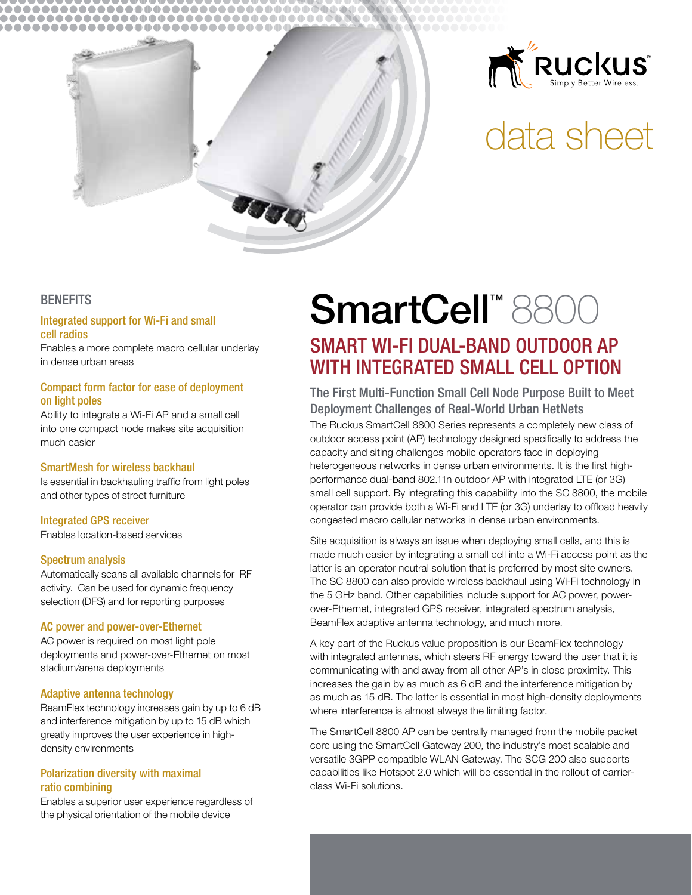Ruckus® Simply Better Wireless.

data sheet

# SmartCell™ 8800

## SMART WI-FI DUAL-BAND OUTDOOR AP WITH INTEGRATED SMALL CELL OPTION

### The First Multi-Function Small Cell Node Purpose Built to Meet Deployment Challenges of Real-World Urban HetNets

The Ruckus SmartCell 8800 Series represents a completely new class of outdoor access point (AP) technology designed specifically to address the capacity and siting challenges mobile operators face in deploying heterogeneous networks in dense urban environments. It is the first high-performance dual-band 802.11n outdoor AP with integrated LTE (or 3G) small cell support. By integrating this capability into the SC 8800, the mobile operator can provide both a Wi-Fi and LTE (or 3G) underlay to offload heavily congested macro cellular networks in dense urban environments.

Site acquisition is always an issue when deploying small cells, and this is made much easier by integrating a small cell into a Wi-Fi access point as the latter is an operator neutral solution that is preferred by most site owners. The SC 8800 can also provide wireless backhaul using Wi-Fi technology in the 5 GHz band. Other capabilities include support for AC power, power-over-Ethernet, integrated GPS receiver, integrated spectrum analysis, BeamFlex adaptive antenna technology, and much more.

A key part of the Ruckus value proposition is our BeamFlex technology with integrated antennas, which steers RF energy toward the user that it is communicating with and away from all other AP's in close proximity. This increases the gain by as much as 6 dB and the interference mitigation by as much as 15 dB. The latter is essential in most high-density deployments where interference is almost always the limiting factor.

The SmartCell 8800 AP can be centrally managed from the mobile packet core using the SmartCell Gateway 200, the industry's most scalable and versatile 3GPP compatible WLAN Gateway. The SCG 200 also supports capabilities like Hotspot 2.0 which will be essential in the rollout of carrier-class Wi-Fi solutions.

## BENEFITS

### Integrated support for Wi-Fi and small cell radios

Enables a more complete macro cellular underlay in dense urban areas

### Compact form factor for ease of deployment on light poles

Ability to integrate a Wi-Fi AP and a small cell into one compact node makes site acquisition much easier

### SmartMesh for wireless backhaul

Is essential in backhauling traffic from light poles and other types of street furniture

### Integrated GPS receiver

Enables location-based services

### Spectrum analysis

Automatically scans all available channels for RF activity. Can be used for dynamic frequency selection (DFS) and for reporting purposes

### AC power and power-over-Ethernet

AC power is required on most light pole deployments and power-over-Ethernet on most stadium/arena deployments

### Adaptive antenna technology

BeamFlex technology increases gain by up to 6 dB and interference mitigation by up to 15 dB which greatly improves the user experience in high-density environments

### Polarization diversity with maximal ratio combining

Enables a superior user experience regardless of the physical orientation of the mobile device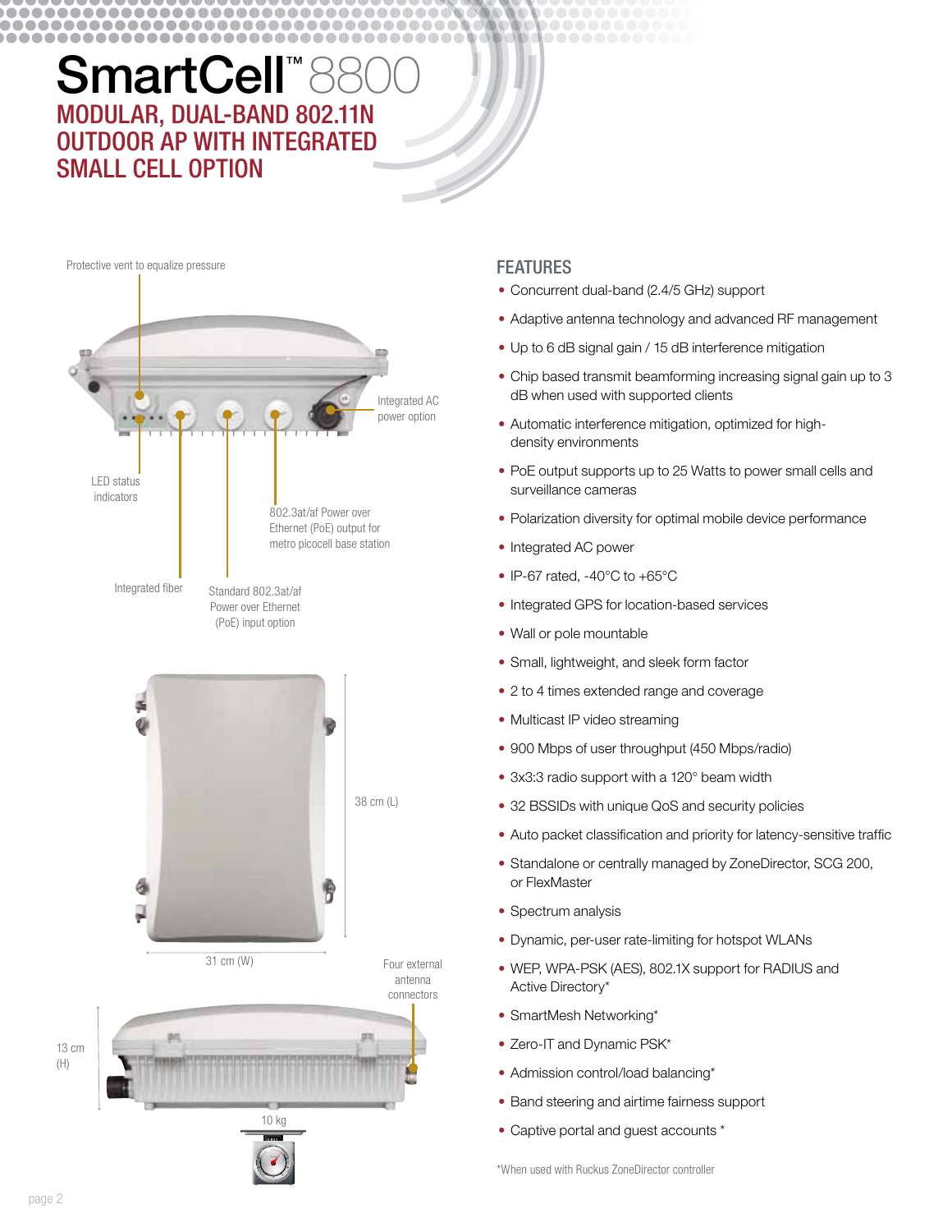# SmartCell™ 8800

## MODULAR, DUAL-BAND 802.11N OUTDOOR AP WITH INTEGRATED SMALL CELL OPTION

Protective vent to equalize pressure

Integrated AC power option

LED status indicators

802.3at/af Power over Ethernet (PoE) output for metro picocell base station

Integrated fiber

Standard 802.3at/af Power over Ethernet (PoE) input option

38 cm (L)

31 cm (W)

Four external antenna connectors

13 cm (H)

10 kg

## FEATURES

- Concurrent dual-band (2.4/5 GHz) support
- Adaptive antenna technology and advanced RF management
- Up to 6 dB signal gain / 15 dB interference mitigation
- Chip based transmit beamforming increasing signal gain up to 3 dB when used with supported clients
- Automatic interference mitigation, optimized for high-density environments
- PoE output supports up to 25 Watts to power small cells and surveillance cameras
- Polarization diversity for optimal mobile device performance
- Integrated AC power
- IP-67 rated, -40°C to +65°C
- Integrated GPS for location-based services
- Wall or pole mountable
- Small, lightweight, and sleek form factor
- 2 to 4 times extended range and coverage
- Multicast IP video streaming
- 900 Mbps of user throughput (450 Mbps/radio)
- 3x3:3 radio support with a 120° beam width
- 32 BSSIDs with unique QoS and security policies
- Auto packet classification and priority for latency-sensitive traffic
- Standalone or centrally managed by ZoneDirector, SCG 200, or FlexMaster
- Spectrum analysis
- Dynamic, per-user rate-limiting for hotspot WLANs
- WEP, WPA-PSK (AES), 802.1X support for RADIUS and Active Directory*
- SmartMesh Networking*
- Zero-IT and Dynamic PSK*
- Admission control/load balancing*
- Band steering and airtime fairness support
- Captive portal and guest accounts *

*When used with Ruckus ZoneDirector controller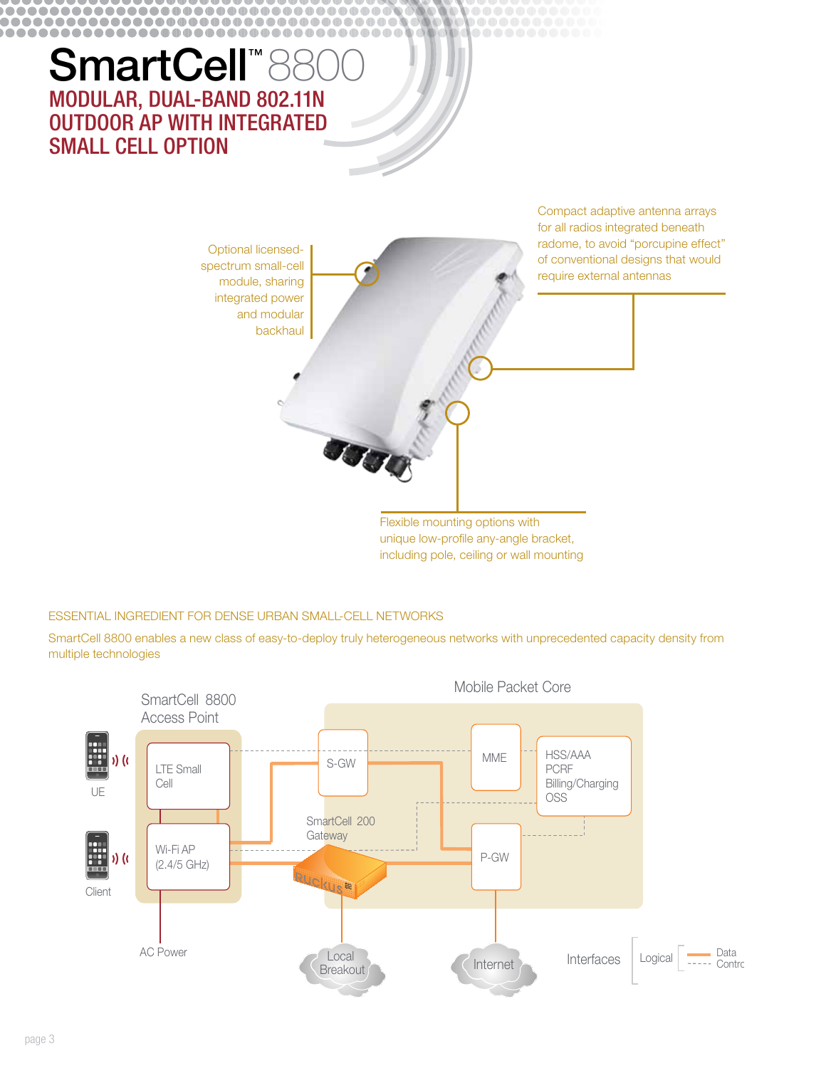# SmartCell™ 8800

## MODULAR, DUAL-BAND 802.11N OUTDOOR AP WITH INTEGRATED SMALL CELL OPTION

Optional licensed-spectrum small-cell module, sharing integrated power and modular backhaul

Compact adaptive antenna arrays for all radios integrated beneath radome, to avoid "porcupine effect" of conventional designs that would require external antennas

Flexible mounting options with unique low-profile any-angle bracket, including pole, ceiling or wall mounting

### ESSENTIAL INGREDIENT FOR DENSE URBAN SMALL-CELL NETWORKS

SmartCell 8800 enables a new class of easy-to-deploy truly heterogeneous networks with unprecedented capacity density from multiple technologies

SmartCell 8800 Access Point

Mobile Packet Core

UE

LTE Small Cell

S-GW

MME

HSS/AAA
PCRF
Billing/Charging
OSS

Client

Wi-Fi AP (2.4/5 GHz)

SmartCell 200 Gateway

P-GW

AC Power

Local Breakout

Internet

Interfaces | Logical | Data | Control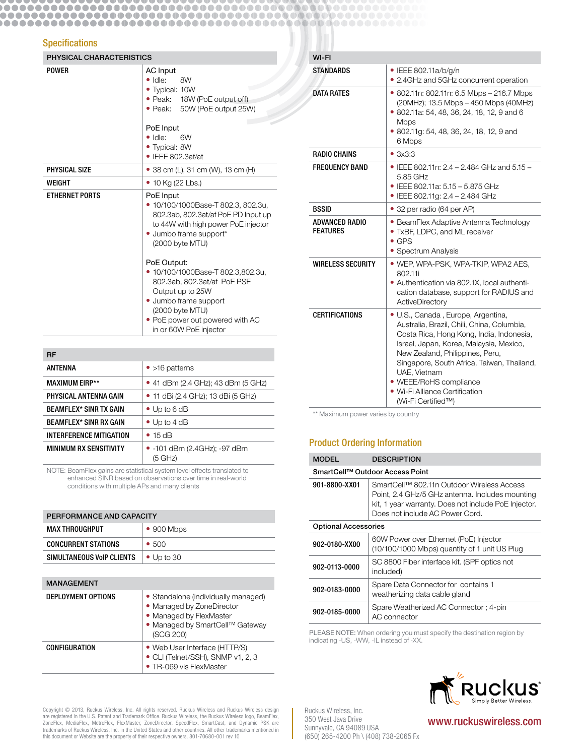## Specifications

| PHYSICAL CHARACTERISTICS | |
|---|---|
| POWER | AC Input<br>• Idle: 8W<br>• Typical: 10W<br>• Peak: 18W (PoE output off)<br>• Peak: 50W (PoE output 25W)<br><br>PoE Input<br>• Idle: 6W<br>• Typical: 8W<br>• IEEE 802.3af/at |
| PHYSICAL SIZE | • 38 cm (L), 31 cm (W), 13 cm (H) |
| WEIGHT | • 10 Kg (22 Lbs.) |
| ETHERNET PORTS | PoE Input<br>• 10/100/1000Base-T 802.3, 802.3u, 802.3ab, 802.3at/af PoE PD Input up to 44W with high power PoE injector<br>• Jumbo frame support* (2000 byte MTU)<br><br>PoE Output:<br>• 10/100/1000Base-T 802.3,802.3u, 802.3ab, 802.3at/af PoE PSE Output up to 25W<br>• Jumbo frame support (2000 byte MTU)<br>• PoE power out powered with AC in or 60W PoE injector |

| RF | |
|---|---|
| ANTENNA | • >16 patterns |
| MAXIMUM EIRP** | • 41 dBm (2.4 GHz); 43 dBm (5 GHz) |
| PHYSICAL ANTENNA GAIN | • 11 dBi (2.4 GHz); 13 dBi (5 GHz) |
| BEAMFLEX* SINR TX GAIN | • Up to 6 dB |
| BEAMFLEX* SINR RX GAIN | • Up to 4 dB |
| INTERFERENCE MITIGATION | • 15 dB |
| MINIMUM RX SENSITIVITY | • -101 dBm (2.4GHz); -97 dBm (5 GHz) |

NOTE: BeamFlex gains are statistical system level effects translated to enhanced SINR based on observations over time in real-world conditions with multiple APs and many clients

| PERFORMANCE AND CAPACITY | |
|---|---|
| MAX THROUGHPUT | • 900 Mbps |
| CONCURRENT STATIONS | • 500 |
| SIMULTANEOUS VoIP CLIENTS | • Up to 30 |

| MANAGEMENT | |
|---|---|
| DEPLOYMENT OPTIONS | • Standalone (individually managed)<br>• Managed by ZoneDirector<br>• Managed by FlexMaster<br>• Managed by SmartCell™ Gateway (SCG 200) |
| CONFIGURATION | • Web User Interface (HTTP/S)<br>• CLI (Telnet/SSH), SNMP v1, 2, 3<br>• TR-069 vis FlexMaster |

| WI-FI | |
|---|---|
| STANDARDS | • IEEE 802.11a/b/g/n<br>• 2.4GHz and 5GHz concurrent operation |
| DATA RATES | • 802.11n: 802.11n: 6.5 Mbps – 216.7 Mbps (20MHz); 13.5 Mbps – 450 Mbps (40MHz)<br>• 802.11a: 54, 48, 36, 24, 18, 12, 9 and 6 Mbps<br>• 802.11g: 54, 48, 36, 24, 18, 12, 9 and 6 Mbps |
| RADIO CHAINS | • 3x3:3 |
| FREQUENCY BAND | • IEEE 802.11n: 2.4 – 2.484 GHz and 5.15 – 5.85 GHz<br>• IEEE 802.11a: 5.15 – 5.875 GHz<br>• IEEE 802.11g: 2.4 – 2.484 GHz |
| BSSID | • 32 per radio (64 per AP) |
| ADVANCED RADIO FEATURES | • BeamFlex Adaptive Antenna Technology<br>• TxBF, LDPC, and ML receiver<br>• GPS<br>• Spectrum Analysis |
| WIRELESS SECURITY | • WEP, WPA-PSK, WPA-TKIP, WPA2 AES, 802.11i<br>• Authentication via 802.1X, local authentication database, support for RADIUS and ActiveDirectory |
| CERTIFICATIONS | • U.S., Canada , Europe, Argentina, Australia, Brazil, Chili, China, Columbia, Costa Rica, Hong Kong, India, Indonesia, Israel, Japan, Korea, Malaysia, Mexico, New Zealand, Philippines, Peru, Singapore, South Africa, Taiwan, Thailand, UAE, Vietnam<br>• WEEE/RoHS compliance<br>• Wi-Fi Alliance Certification (Wi-Fi Certified™) |

** Maximum power varies by country

## Product Ordering Information

| MODEL | DESCRIPTION |
|---|---|
| **SmartCell™ Outdoor Access Point** | |
| 901-8800-XX01 | SmartCell™ 802.11n Outdoor Wireless Access Point, 2.4 GHz/5 GHz antenna. Includes mounting kit, 1 year warranty. Does not include PoE Injector. Does not include AC Power Cord. |
| **Optional Accessories** | |
| 902-0180-XX00 | 60W Power over Ethernet (PoE) Injector (10/100/1000 Mbps) quantity of 1 unit US Plug |
| 902-0113-0000 | SC 8800 Fiber interface kit. (SPF optics not included) |
| 902-0183-0000 | Spare Data Connector for contains 1 weatherizing data cable gland |
| 902-0185-0000 | Spare Weatherized AC Connector ; 4-pin AC connector |

PLEASE NOTE: When ordering you must specify the destination region by indicating -US, -WW, -IL instead of -XX.

Ruckus Simply Better Wireless.

Copyright © 2013, Ruckus Wireless, Inc. All rights reserved. Ruckus Wireless and Ruckus Wireless design are registered in the U.S. Patent and Trademark Office. Ruckus Wireless, the Ruckus Wireless logo, BeamFlex, ZoneFlex, MediaFlex, MetroFlex, FlexMaster, ZoneDirector, SpeedFlex, SmartCast, and Dynamic PSK are trademarks of Ruckus Wireless, Inc. in the United States and other countries. All other trademarks mentioned in this document or Website are the property of their respective owners. 801-70680-001 rev 10

Ruckus Wireless, Inc.
350 West Java Drive
Sunnyvale, CA 94089 USA
(650) 265-4200 Ph \ (408) 738-2065 Fx

www.ruckuswireless.com